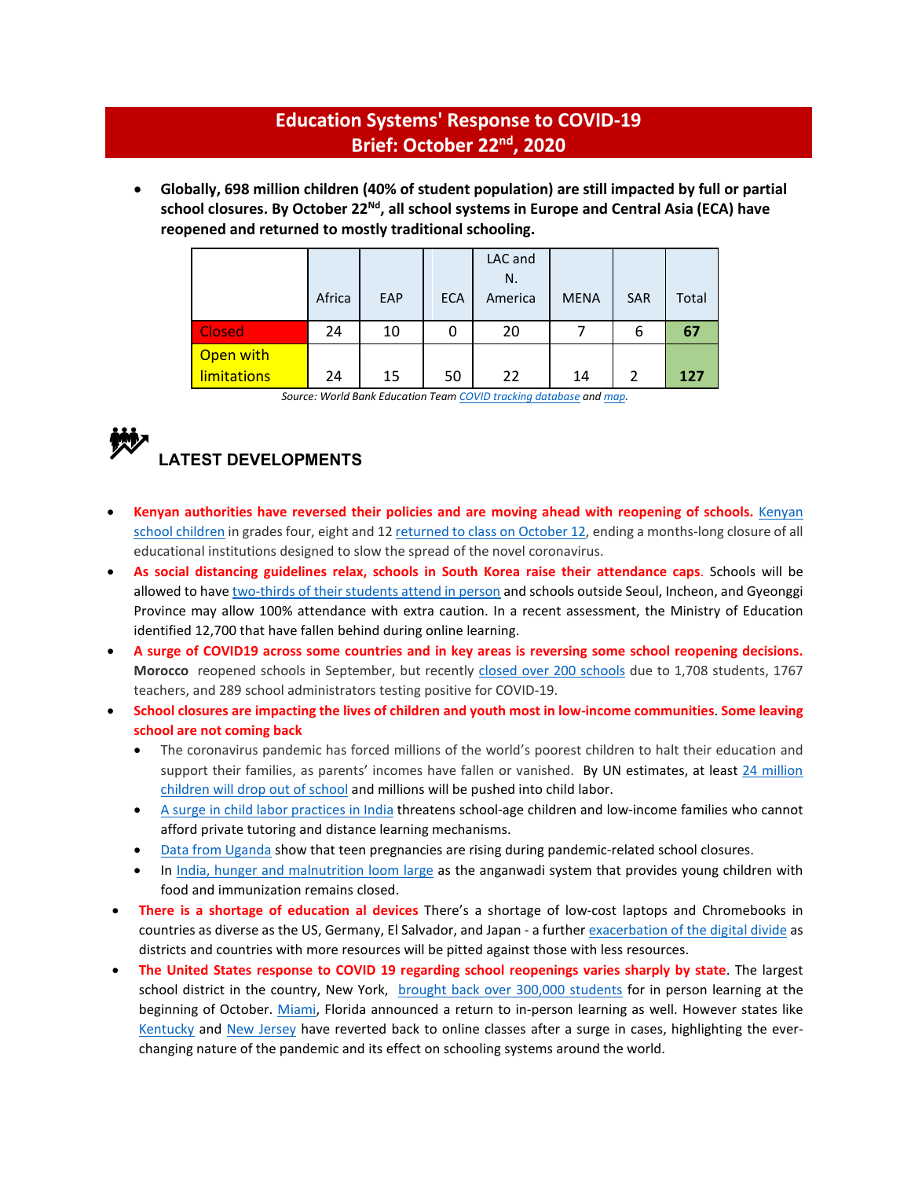# Education Systems' Response to COVID-19
## Brief: October 22nd, 2020

- **Globally, 698 million children (40% of student population) are still impacted by full or partial school closures. By October 22Nd, all school systems in Europe and Central Asia (ECA) have reopened and returned to mostly traditional schooling.**

| | Africa | EAP | ECA | LAC and N. America | MENA | SAR | Total |
|---|---|---|---|---|---|---|---|
| Closed | 24 | 10 | 0 | 20 | 7 | 6 | **67** |
| Open with limitations | 24 | 15 | 50 | 22 | 14 | 2 | **127** |

*Source: World Bank Education Team COVID tracking database and map.*

## LATEST DEVELOPMENTS

- **Kenyan authorities have reversed their policies and are moving ahead with reopening of schools.** Kenyan school children in grades four, eight and 12 returned to class on October 12, ending a months-long closure of all educational institutions designed to slow the spread of the novel coronavirus.
- **As social distancing guidelines relax, schools in South Korea raise their attendance caps**. Schools will be allowed to have two-thirds of their students attend in person and schools outside Seoul, Incheon, and Gyeonggi Province may allow 100% attendance with extra caution. In a recent assessment, the Ministry of Education identified 12,700 that have fallen behind during online learning.
- **A surge of COVID19 across some countries and in key areas is reversing some school reopening decisions.** **Morocco** reopened schools in September, but recently closed over 200 schools due to 1,708 students, 1767 teachers, and 289 school administrators testing positive for COVID-19.
- **School closures are impacting the lives of children and youth most in low-income communities. Some leaving school are not coming back**
  - The coronavirus pandemic has forced millions of the world's poorest children to halt their education and support their families, as parents' incomes have fallen or vanished. By UN estimates, at least 24 million children will drop out of school and millions will be pushed into child labor.
  - A surge in child labor practices in India threatens school-age children and low-income families who cannot afford private tutoring and distance learning mechanisms.
  - Data from Uganda show that teen pregnancies are rising during pandemic-related school closures.
  - In India, hunger and malnutrition loom large as the anganwadi system that provides young children with food and immunization remains closed.
- **There is a shortage of education al devices** There's a shortage of low-cost laptops and Chromebooks in countries as diverse as the US, Germany, El Salvador, and Japan - a further exacerbation of the digital divide as districts and countries with more resources will be pitted against those with less resources.
- **The United States response to COVID 19 regarding school reopenings varies sharply by state**. The largest school district in the country, New York, brought back over 300,000 students for in person learning at the beginning of October. Miami, Florida announced a return to in-person learning as well. However states like Kentucky and New Jersey have reverted back to online classes after a surge in cases, highlighting the ever-changing nature of the pandemic and its effect on schooling systems around the world.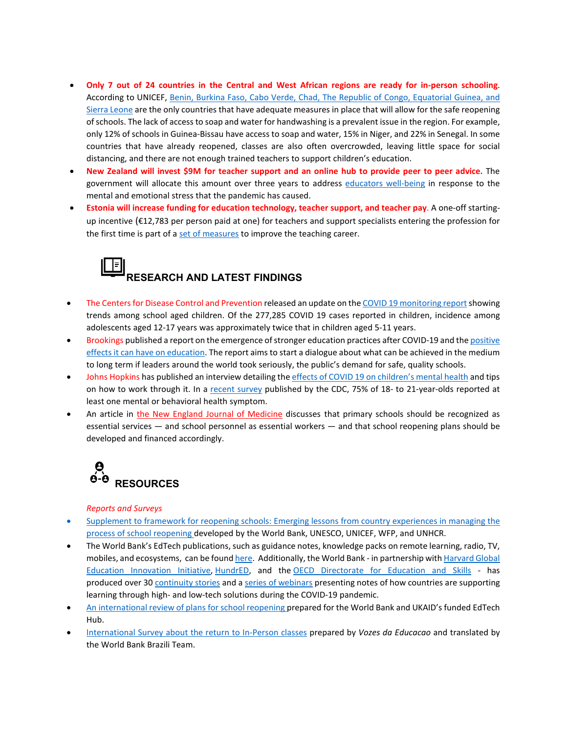- **Only 7 out of 24 countries in the Central and West African regions are ready for in-person schooling**. According to UNICEF, Benin, Burkina Faso, Cabo Verde, Chad, The Republic of Congo, Equatorial Guinea, and Sierra Leone are the only countries that have adequate measures in place that will allow for the safe reopening of schools. The lack of access to soap and water for handwashing is a prevalent issue in the region. For example, only 12% of schools in Guinea-Bissau have access to soap and water, 15% in Niger, and 22% in Senegal. In some countries that have already reopened, classes are also often overcrowded, leaving little space for social distancing, and there are not enough trained teachers to support children's education.
- **New Zealand will invest $9M for teacher support and an online hub to provide peer to peer advice.** The government will allocate this amount over three years to address educators well-being in response to the mental and emotional stress that the pandemic has caused.
- **Estonia will increase funding for education technology, teacher support, and teacher pay**. A one-off starting-up incentive (€12,783 per person paid at one) for teachers and support specialists entering the profession for the first time is part of a set of measures to improve the teaching career.

## RESEARCH AND LATEST FINDINGS

- The Centers for Disease Control and Prevention released an update on the COVID 19 monitoring report showing trends among school aged children. Of the 277,285 COVID 19 cases reported in children, incidence among adolescents aged 12-17 years was approximately twice that in children aged 5-11 years.
- Brookings published a report on the emergence of stronger education practices after COVID-19 and the positive effects it can have on education. The report aims to start a dialogue about what can be achieved in the medium to long term if leaders around the world took seriously, the public's demand for safe, quality schools.
- Johns Hopkins has published an interview detailing the effects of COVID 19 on children's mental health and tips on how to work through it. In a recent survey published by the CDC, 75% of 18- to 21-year-olds reported at least one mental or behavioral health symptom.
- An article in the New England Journal of Medicine discusses that primary schools should be recognized as essential services — and school personnel as essential workers — and that school reopening plans should be developed and financed accordingly.

## RESOURCES

*Reports and Surveys*

- Supplement to framework for reopening schools: Emerging lessons from country experiences in managing the process of school reopening developed by the World Bank, UNESCO, UNICEF, WFP, and UNHCR.
- The World Bank's EdTech publications, such as guidance notes, knowledge packs on remote learning, radio, TV, mobiles, and ecosystems, can be found here. Additionally, the World Bank - in partnership with Harvard Global Education Innovation Initiative, HundrED, and the OECD Directorate for Education and Skills - has produced over 30 continuity stories and a series of webinars presenting notes of how countries are supporting learning through high- and low-tech solutions during the COVID-19 pandemic.
- An international review of plans for school reopening prepared for the World Bank and UKAID's funded EdTech Hub.
- International Survey about the return to In-Person classes prepared by *Vozes da Educacao* and translated by the World Bank Brazili Team.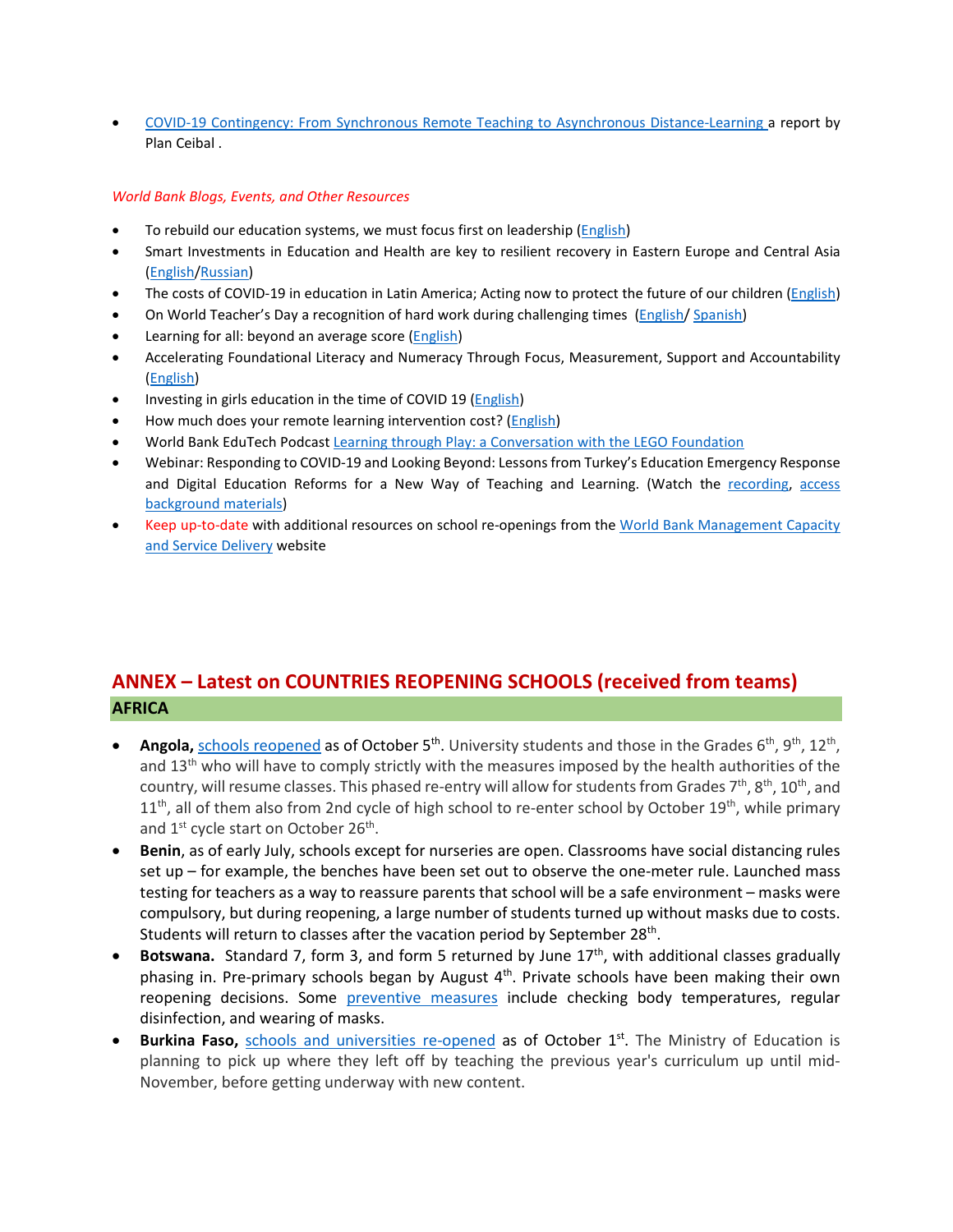- COVID-19 Contingency: From Synchronous Remote Teaching to Asynchronous Distance-Learning a report by Plan Ceibal .

*World Bank Blogs, Events, and Other Resources*

- To rebuild our education systems, we must focus first on leadership (English)
- Smart Investments in Education and Health are key to resilient recovery in Eastern Europe and Central Asia (English/Russian)
- The costs of COVID-19 in education in Latin America; Acting now to protect the future of our children (English)
- On World Teacher's Day a recognition of hard work during challenging times (English/ Spanish)
- Learning for all: beyond an average score (English)
- Accelerating Foundational Literacy and Numeracy Through Focus, Measurement, Support and Accountability (English)
- Investing in girls education in the time of COVID 19 (English)
- How much does your remote learning intervention cost? (English)
- World Bank EduTech Podcast Learning through Play: a Conversation with the LEGO Foundation
- Webinar: Responding to COVID-19 and Looking Beyond: Lessons from Turkey's Education Emergency Response and Digital Education Reforms for a New Way of Teaching and Learning. (Watch the recording, access background materials)
- Keep up-to-date with additional resources on school re-openings from the World Bank Management Capacity and Service Delivery website

## ANNEX – Latest on COUNTRIES REOPENING SCHOOLS (received from teams)

### AFRICA

- **Angola,** schools reopened as of October 5th. University students and those in the Grades 6th, 9th, 12th, and 13th who will have to comply strictly with the measures imposed by the health authorities of the country, will resume classes. This phased re-entry will allow for students from Grades 7th, 8th, 10th, and 11th, all of them also from 2nd cycle of high school to re-enter school by October 19th, while primary and 1st cycle start on October 26th.
- **Benin**, as of early July, schools except for nurseries are open. Classrooms have social distancing rules set up – for example, the benches have been set out to observe the one-meter rule. Launched mass testing for teachers as a way to reassure parents that school will be a safe environment – masks were compulsory, but during reopening, a large number of students turned up without masks due to costs. Students will return to classes after the vacation period by September 28th.
- **Botswana.** Standard 7, form 3, and form 5 returned by June 17th, with additional classes gradually phasing in. Pre-primary schools began by August 4th. Private schools have been making their own reopening decisions. Some preventive measures include checking body temperatures, regular disinfection, and wearing of masks.
- **Burkina Faso,** schools and universities re-opened as of October 1st. The Ministry of Education is planning to pick up where they left off by teaching the previous year's curriculum up until mid-November, before getting underway with new content.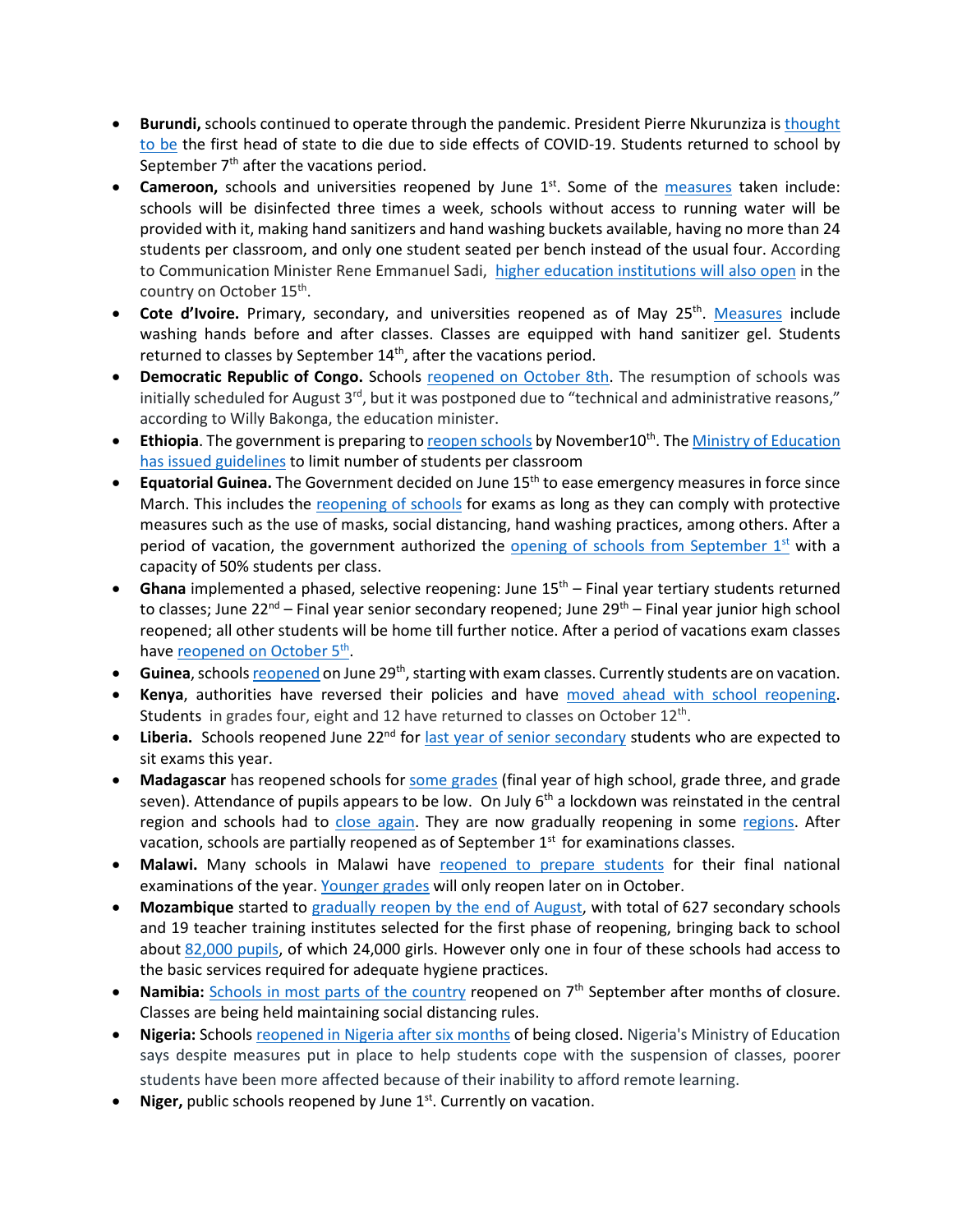- **Burundi,** schools continued to operate through the pandemic. President Pierre Nkurunziza is thought to be the first head of state to die due to side effects of COVID-19. Students returned to school by September 7th after the vacations period.
- **Cameroon,** schools and universities reopened by June 1st. Some of the measures taken include: schools will be disinfected three times a week, schools without access to running water will be provided with it, making hand sanitizers and hand washing buckets available, having no more than 24 students per classroom, and only one student seated per bench instead of the usual four. According to Communication Minister Rene Emmanuel Sadi, higher education institutions will also open in the country on October 15th.
- **Cote d'Ivoire.** Primary, secondary, and universities reopened as of May 25th. Measures include washing hands before and after classes. Classes are equipped with hand sanitizer gel. Students returned to classes by September 14th, after the vacations period.
- **Democratic Republic of Congo.** Schools reopened on October 8th. The resumption of schools was initially scheduled for August 3rd, but it was postponed due to "technical and administrative reasons," according to Willy Bakonga, the education minister.
- **Ethiopia**. The government is preparing to reopen schools by November10th. The Ministry of Education has issued guidelines to limit number of students per classroom
- **Equatorial Guinea.** The Government decided on June 15th to ease emergency measures in force since March. This includes the reopening of schools for exams as long as they can comply with protective measures such as the use of masks, social distancing, hand washing practices, among others. After a period of vacation, the government authorized the opening of schools from September 1st with a capacity of 50% students per class.
- **Ghana** implemented a phased, selective reopening: June 15th – Final year tertiary students returned to classes; June 22nd – Final year senior secondary reopened; June 29th – Final year junior high school reopened; all other students will be home till further notice. After a period of vacations exam classes have reopened on October 5th.
- **Guinea**, schools reopened on June 29th, starting with exam classes. Currently students are on vacation.
- **Kenya**, authorities have reversed their policies and have moved ahead with school reopening. Students in grades four, eight and 12 have returned to classes on October 12th.
- **Liberia.** Schools reopened June 22nd for last year of senior secondary students who are expected to sit exams this year.
- **Madagascar** has reopened schools for some grades (final year of high school, grade three, and grade seven). Attendance of pupils appears to be low. On July 6th a lockdown was reinstated in the central region and schools had to close again. They are now gradually reopening in some regions. After vacation, schools are partially reopened as of September 1st for examinations classes.
- **Malawi.** Many schools in Malawi have reopened to prepare students for their final national examinations of the year. Younger grades will only reopen later on in October.
- **Mozambique** started to gradually reopen by the end of August, with total of 627 secondary schools and 19 teacher training institutes selected for the first phase of reopening, bringing back to school about 82,000 pupils, of which 24,000 girls. However only one in four of these schools had access to the basic services required for adequate hygiene practices.
- **Namibia:** Schools in most parts of the country reopened on 7th September after months of closure. Classes are being held maintaining social distancing rules.
- **Nigeria:** Schools reopened in Nigeria after six months of being closed. Nigeria's Ministry of Education says despite measures put in place to help students cope with the suspension of classes, poorer students have been more affected because of their inability to afford remote learning.
- **Niger,** public schools reopened by June 1st. Currently on vacation.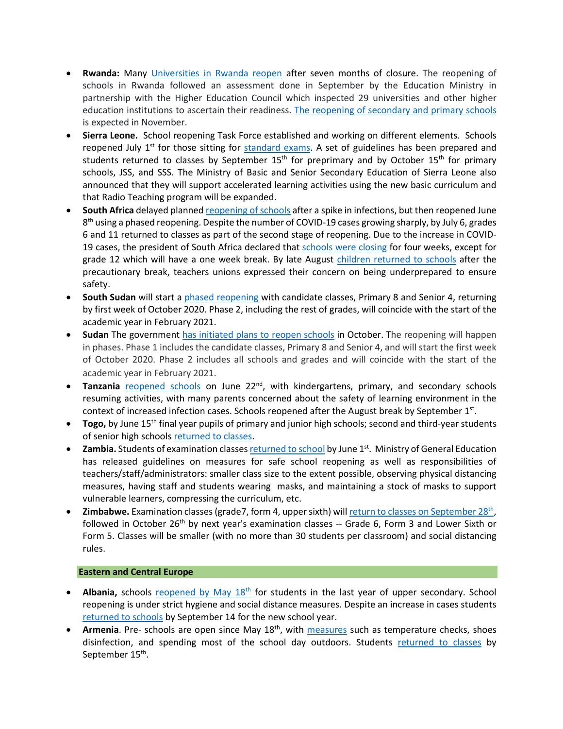- **Rwanda:** Many Universities in Rwanda reopen after seven months of closure. The reopening of schools in Rwanda followed an assessment done in September by the Education Ministry in partnership with the Higher Education Council which inspected 29 universities and other higher education institutions to ascertain their readiness. The reopening of secondary and primary schools is expected in November.
- **Sierra Leone.** School reopening Task Force established and working on different elements. Schools reopened July 1st for those sitting for standard exams. A set of guidelines has been prepared and students returned to classes by September 15th for preprimary and by October 15th for primary schools, JSS, and SSS. The Ministry of Basic and Senior Secondary Education of Sierra Leone also announced that they will support accelerated learning activities using the new basic curriculum and that Radio Teaching program will be expanded.
- **South Africa** delayed planned reopening of schools after a spike in infections, but then reopened June 8th using a phased reopening. Despite the number of COVID-19 cases growing sharply, by July 6, grades 6 and 11 returned to classes as part of the second stage of reopening. Due to the increase in COVID-19 cases, the president of South Africa declared that schools were closing for four weeks, except for grade 12 which will have a one week break. By late August children returned to schools after the precautionary break, teachers unions expressed their concern on being underprepared to ensure safety.
- **South Sudan** will start a phased reopening with candidate classes, Primary 8 and Senior 4, returning by first week of October 2020. Phase 2, including the rest of grades, will coincide with the start of the academic year in February 2021.
- **Sudan** The government has initiated plans to reopen schools in October. The reopening will happen in phases. Phase 1 includes the candidate classes, Primary 8 and Senior 4, and will start the first week of October 2020. Phase 2 includes all schools and grades and will coincide with the start of the academic year in February 2021.
- **Tanzania** reopened schools on June 22nd, with kindergartens, primary, and secondary schools resuming activities, with many parents concerned about the safety of learning environment in the context of increased infection cases. Schools reopened after the August break by September 1st.
- **Togo,** by June 15th final year pupils of primary and junior high schools; second and third-year students of senior high schools returned to classes.
- **Zambia.** Students of examination classes returned to school by June 1st. Ministry of General Education has released guidelines on measures for safe school reopening as well as responsibilities of teachers/staff/administrators: smaller class size to the extent possible, observing physical distancing measures, having staff and students wearing masks, and maintaining a stock of masks to support vulnerable learners, compressing the curriculum, etc.
- **Zimbabwe.** Examination classes (grade7, form 4, upper sixth) will return to classes on September 28th, followed in October 26th by next year's examination classes -- Grade 6, Form 3 and Lower Sixth or Form 5. Classes will be smaller (with no more than 30 students per classroom) and social distancing rules.

## Eastern and Central Europe

- **Albania,** schools reopened by May 18th for students in the last year of upper secondary. School reopening is under strict hygiene and social distance measures. Despite an increase in cases students returned to schools by September 14 for the new school year.
- **Armenia**. Pre- schools are open since May 18th, with measures such as temperature checks, shoes disinfection, and spending most of the school day outdoors. Students returned to classes by September 15th.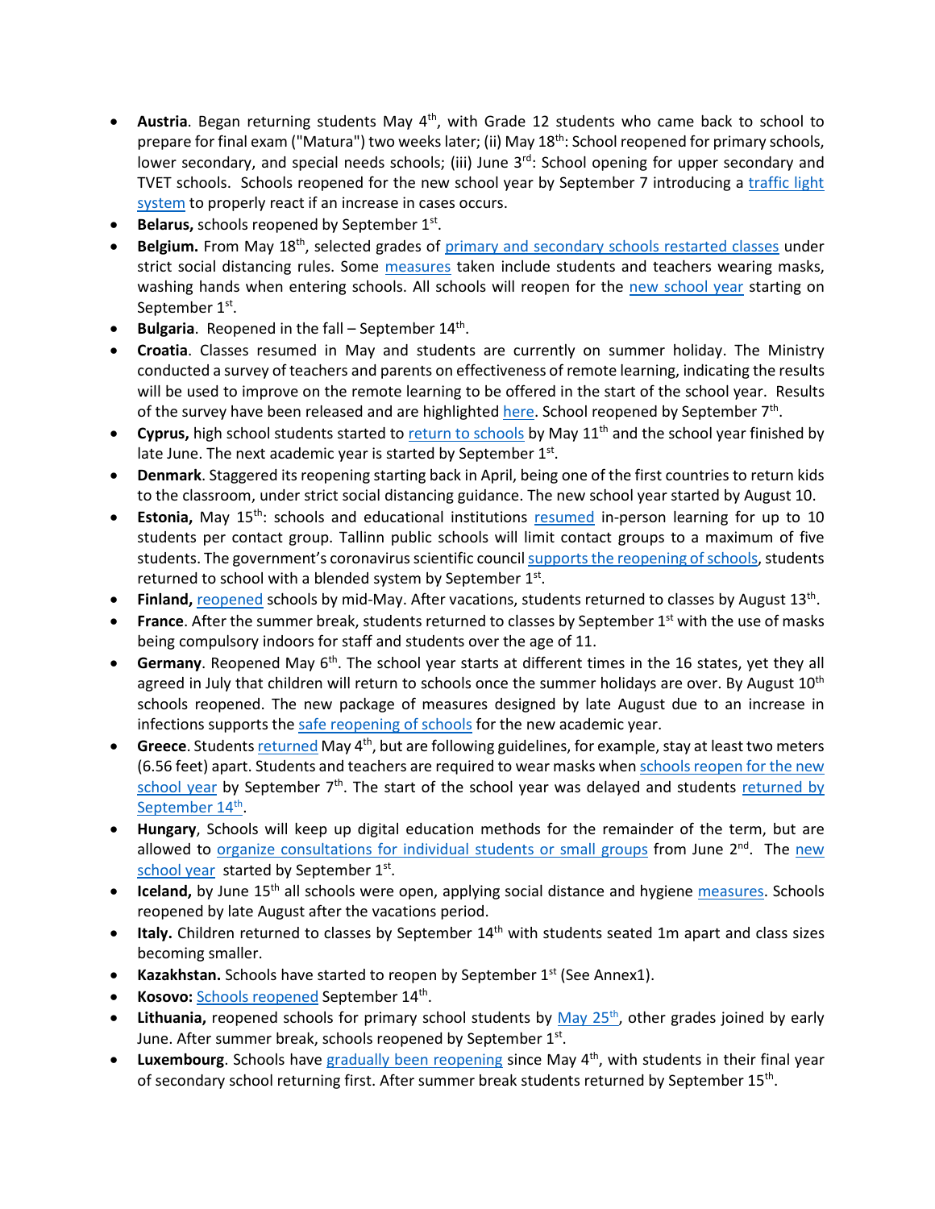- **Austria**. Began returning students May 4th, with Grade 12 students who came back to school to prepare for final exam ("Matura") two weeks later; (ii) May 18th: School reopened for primary schools, lower secondary, and special needs schools; (iii) June 3rd: School opening for upper secondary and TVET schools. Schools reopened for the new school year by September 7 introducing a traffic light system to properly react if an increase in cases occurs.
- **Belarus,** schools reopened by September 1st.
- **Belgium.** From May 18th, selected grades of primary and secondary schools restarted classes under strict social distancing rules. Some measures taken include students and teachers wearing masks, washing hands when entering schools. All schools will reopen for the new school year starting on September 1st.
- **Bulgaria**. Reopened in the fall – September 14th.
- **Croatia**. Classes resumed in May and students are currently on summer holiday. The Ministry conducted a survey of teachers and parents on effectiveness of remote learning, indicating the results will be used to improve on the remote learning to be offered in the start of the school year. Results of the survey have been released and are highlighted here. School reopened by September 7th.
- **Cyprus,** high school students started to return to schools by May 11th and the school year finished by late June. The next academic year is started by September 1st.
- **Denmark**. Staggered its reopening starting back in April, being one of the first countries to return kids to the classroom, under strict social distancing guidance. The new school year started by August 10.
- **Estonia,** May 15th: schools and educational institutions resumed in-person learning for up to 10 students per contact group. Tallinn public schools will limit contact groups to a maximum of five students. The government's coronavirus scientific council supports the reopening of schools, students returned to school with a blended system by September 1st.
- **Finland,** reopened schools by mid-May. After vacations, students returned to classes by August 13th.
- **France**. After the summer break, students returned to classes by September 1st with the use of masks being compulsory indoors for staff and students over the age of 11.
- **Germany**. Reopened May 6th. The school year starts at different times in the 16 states, yet they all agreed in July that children will return to schools once the summer holidays are over. By August 10th schools reopened. The new package of measures designed by late August due to an increase in infections supports the safe reopening of schools for the new academic year.
- **Greece**. Students returned May 4th, but are following guidelines, for example, stay at least two meters (6.56 feet) apart. Students and teachers are required to wear masks when schools reopen for the new school year by September 7th. The start of the school year was delayed and students returned by September 14th.
- **Hungary**, Schools will keep up digital education methods for the remainder of the term, but are allowed to organize consultations for individual students or small groups from June 2nd. The new school year started by September 1st.
- **Iceland,** by June 15th all schools were open, applying social distance and hygiene measures. Schools reopened by late August after the vacations period.
- **Italy.** Children returned to classes by September 14th with students seated 1m apart and class sizes becoming smaller.
- **Kazakhstan.** Schools have started to reopen by September 1st (See Annex1).
- **Kosovo:** Schools reopened September 14th.
- **Lithuania,** reopened schools for primary school students by May 25th, other grades joined by early June. After summer break, schools reopened by September 1st.
- **Luxembourg**. Schools have gradually been reopening since May 4th, with students in their final year of secondary school returning first. After summer break students returned by September 15th.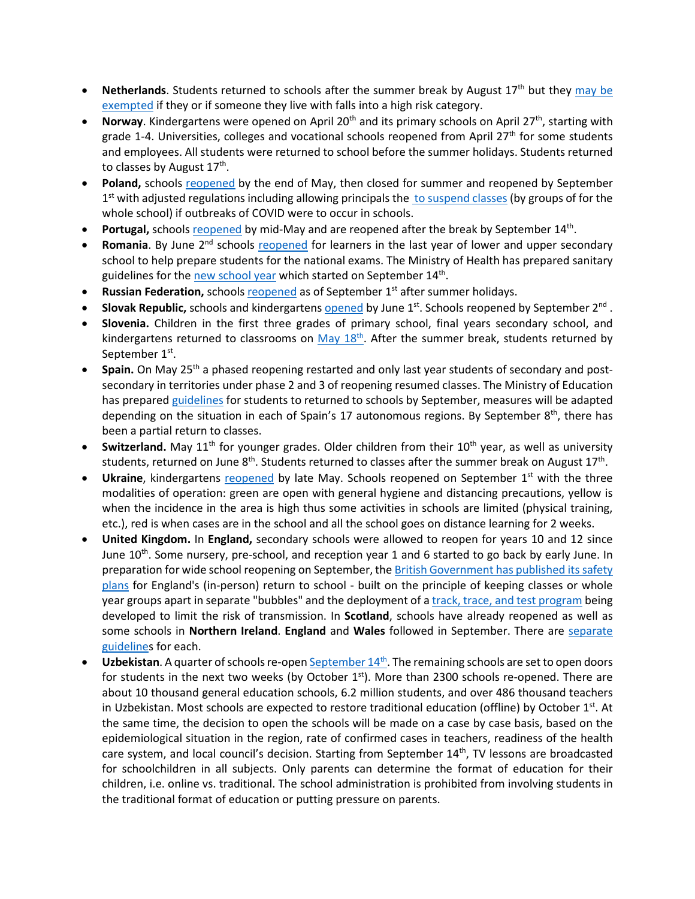- **Netherlands**. Students returned to schools after the summer break by August 17th but they may be exempted if they or if someone they live with falls into a high risk category.
- **Norway**. Kindergartens were opened on April 20th and its primary schools on April 27th, starting with grade 1-4. Universities, colleges and vocational schools reopened from April 27th for some students and employees. All students were returned to school before the summer holidays. Students returned to classes by August 17th.
- **Poland,** schools reopened by the end of May, then closed for summer and reopened by September 1st with adjusted regulations including allowing principals the to suspend classes (by groups of for the whole school) if outbreaks of COVID were to occur in schools.
- **Portugal,** schools reopened by mid-May and are reopened after the break by September 14th.
- **Romania**. By June 2nd schools reopened for learners in the last year of lower and upper secondary school to help prepare students for the national exams. The Ministry of Health has prepared sanitary guidelines for the new school year which started on September 14th.
- **Russian Federation,** schools reopened as of September 1st after summer holidays.
- **Slovak Republic,** schools and kindergartens opened by June 1st. Schools reopened by September 2nd.
- **Slovenia.** Children in the first three grades of primary school, final years secondary school, and kindergartens returned to classrooms on May 18th. After the summer break, students returned by September 1st.
- **Spain.** On May 25th a phased reopening restarted and only last year students of secondary and post-secondary in territories under phase 2 and 3 of reopening resumed classes. The Ministry of Education has prepared guidelines for students to returned to schools by September, measures will be adapted depending on the situation in each of Spain's 17 autonomous regions. By September 8th, there has been a partial return to classes.
- **Switzerland.** May 11th for younger grades. Older children from their 10th year, as well as university students, returned on June 8th. Students returned to classes after the summer break on August 17th.
- **Ukraine**, kindergartens reopened by late May. Schools reopened on September 1st with the three modalities of operation: green are open with general hygiene and distancing precautions, yellow is when the incidence in the area is high thus some activities in schools are limited (physical training, etc.), red is when cases are in the school and all the school goes on distance learning for 2 weeks.
- **United Kingdom.** In **England,** secondary schools were allowed to reopen for years 10 and 12 since June 10th. Some nursery, pre-school, and reception year 1 and 6 started to go back by early June. In preparation for wide school reopening on September, the British Government has published its safety plans for England's (in-person) return to school - built on the principle of keeping classes or whole year groups apart in separate "bubbles" and the deployment of a track, trace, and test program being developed to limit the risk of transmission. In **Scotland**, schools have already reopened as well as some schools in **Northern Ireland**. **England** and **Wales** followed in September. There are separate guidelines for each.
- **Uzbekistan**. A quarter of schools re-open September 14th. The remaining schools are set to open doors for students in the next two weeks (by October 1st). More than 2300 schools re-opened. There are about 10 thousand general education schools, 6.2 million students, and over 486 thousand teachers in Uzbekistan. Most schools are expected to restore traditional education (offline) by October 1st. At the same time, the decision to open the schools will be made on a case by case basis, based on the epidemiological situation in the region, rate of confirmed cases in teachers, readiness of the health care system, and local council's decision. Starting from September 14th, TV lessons are broadcasted for schoolchildren in all subjects. Only parents can determine the format of education for their children, i.e. online vs. traditional. The school administration is prohibited from involving students in the traditional format of education or putting pressure on parents.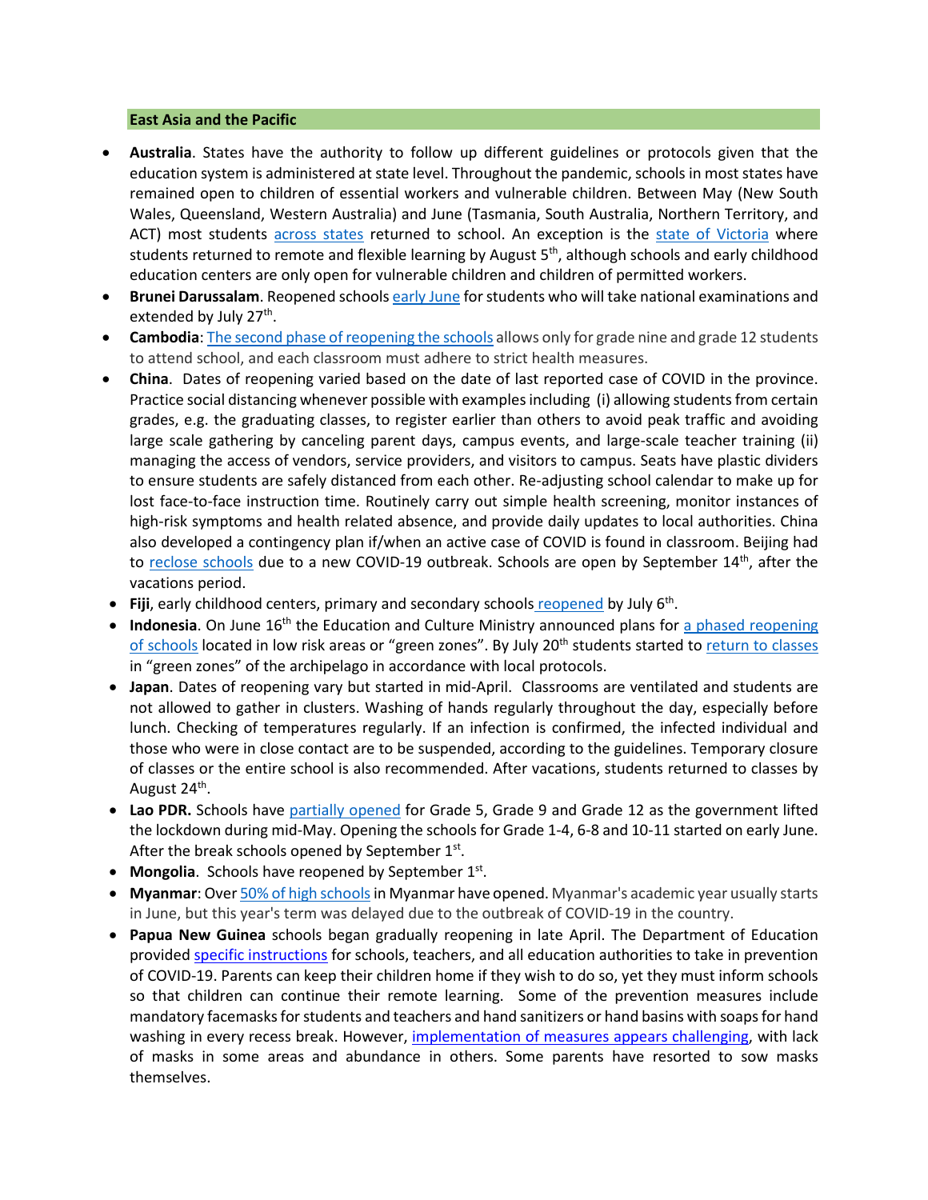## East Asia and the Pacific

- **Australia**. States have the authority to follow up different guidelines or protocols given that the education system is administered at state level. Throughout the pandemic, schools in most states have remained open to children of essential workers and vulnerable children. Between May (New South Wales, Queensland, Western Australia) and June (Tasmania, South Australia, Northern Territory, and ACT) most students across states returned to school. An exception is the state of Victoria where students returned to remote and flexible learning by August 5th, although schools and early childhood education centers are only open for vulnerable children and children of permitted workers.
- **Brunei Darussalam**. Reopened schools early June for students who will take national examinations and extended by July 27th.
- **Cambodia**: The second phase of reopening the schools allows only for grade nine and grade 12 students to attend school, and each classroom must adhere to strict health measures.
- **China**. Dates of reopening varied based on the date of last reported case of COVID in the province. Practice social distancing whenever possible with examples including (i) allowing students from certain grades, e.g. the graduating classes, to register earlier than others to avoid peak traffic and avoiding large scale gathering by canceling parent days, campus events, and large-scale teacher training (ii) managing the access of vendors, service providers, and visitors to campus. Seats have plastic dividers to ensure students are safely distanced from each other. Re-adjusting school calendar to make up for lost face-to-face instruction time. Routinely carry out simple health screening, monitor instances of high-risk symptoms and health related absence, and provide daily updates to local authorities. China also developed a contingency plan if/when an active case of COVID is found in classroom. Beijing had to reclose schools due to a new COVID-19 outbreak. Schools are open by September 14th, after the vacations period.
- **Fiji**, early childhood centers, primary and secondary schools reopened by July 6th.
- **Indonesia**. On June 16th the Education and Culture Ministry announced plans for a phased reopening of schools located in low risk areas or "green zones". By July 20th students started to return to classes in "green zones" of the archipelago in accordance with local protocols.
- **Japan**. Dates of reopening vary but started in mid-April. Classrooms are ventilated and students are not allowed to gather in clusters. Washing of hands regularly throughout the day, especially before lunch. Checking of temperatures regularly. If an infection is confirmed, the infected individual and those who were in close contact are to be suspended, according to the guidelines. Temporary closure of classes or the entire school is also recommended. After vacations, students returned to classes by August 24th.
- **Lao PDR.** Schools have partially opened for Grade 5, Grade 9 and Grade 12 as the government lifted the lockdown during mid-May. Opening the schools for Grade 1-4, 6-8 and 10-11 started on early June. After the break schools opened by September 1st.
- **Mongolia**. Schools have reopened by September 1st.
- **Myanmar**: Over 50% of high schools in Myanmar have opened. Myanmar's academic year usually starts in June, but this year's term was delayed due to the outbreak of COVID-19 in the country.
- **Papua New Guinea** schools began gradually reopening in late April. The Department of Education provided specific instructions for schools, teachers, and all education authorities to take in prevention of COVID-19. Parents can keep their children home if they wish to do so, yet they must inform schools so that children can continue their remote learning. Some of the prevention measures include mandatory facemasks for students and teachers and hand sanitizers or hand basins with soaps for hand washing in every recess break. However, implementation of measures appears challenging, with lack of masks in some areas and abundance in others. Some parents have resorted to sow masks themselves.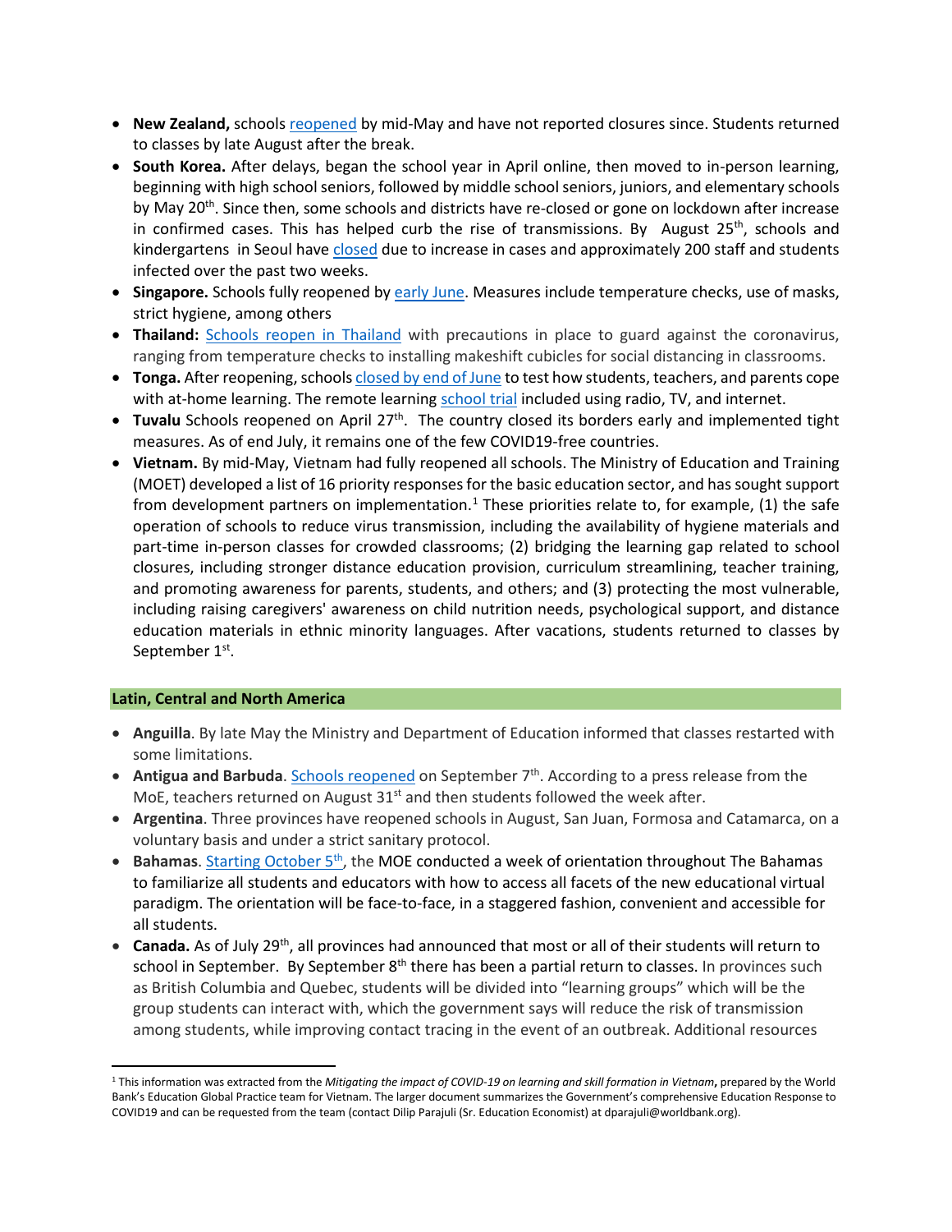- **New Zealand,** schools reopened by mid-May and have not reported closures since. Students returned to classes by late August after the break.
- **South Korea.** After delays, began the school year in April online, then moved to in-person learning, beginning with high school seniors, followed by middle school seniors, juniors, and elementary schools by May 20th. Since then, some schools and districts have re-closed or gone on lockdown after increase in confirmed cases. This has helped curb the rise of transmissions. By August 25th, schools and kindergartens in Seoul have closed due to increase in cases and approximately 200 staff and students infected over the past two weeks.
- **Singapore.** Schools fully reopened by early June. Measures include temperature checks, use of masks, strict hygiene, among others
- **Thailand:** Schools reopen in Thailand with precautions in place to guard against the coronavirus, ranging from temperature checks to installing makeshift cubicles for social distancing in classrooms.
- **Tonga.** After reopening, schools closed by end of June to test how students, teachers, and parents cope with at-home learning. The remote learning school trial included using radio, TV, and internet.
- **Tuvalu** Schools reopened on April 27th. The country closed its borders early and implemented tight measures. As of end July, it remains one of the few COVID19-free countries.
- **Vietnam.** By mid-May, Vietnam had fully reopened all schools. The Ministry of Education and Training (MOET) developed a list of 16 priority responses for the basic education sector, and has sought support from development partners on implementation.[1] These priorities relate to, for example, (1) the safe operation of schools to reduce virus transmission, including the availability of hygiene materials and part-time in-person classes for crowded classrooms; (2) bridging the learning gap related to school closures, including stronger distance education provision, curriculum streamlining, teacher training, and promoting awareness for parents, students, and others; and (3) protecting the most vulnerable, including raising caregivers' awareness on child nutrition needs, psychological support, and distance education materials in ethnic minority languages. After vacations, students returned to classes by September 1st.

## Latin, Central and North America

- **Anguilla**. By late May the Ministry and Department of Education informed that classes restarted with some limitations.
- **Antigua and Barbuda**. Schools reopened on September 7th. According to a press release from the MoE, teachers returned on August 31st and then students followed the week after.
- **Argentina**. Three provinces have reopened schools in August, San Juan, Formosa and Catamarca, on a voluntary basis and under a strict sanitary protocol.
- **Bahamas**. Starting October 5th, the MOE conducted a week of orientation throughout The Bahamas to familiarize all students and educators with how to access all facets of the new educational virtual paradigm. The orientation will be face-to-face, in a staggered fashion, convenient and accessible for all students.
- **Canada.** As of July 29th, all provinces had announced that most or all of their students will return to school in September. By September 8th there has been a partial return to classes. In provinces such as British Columbia and Quebec, students will be divided into "learning groups" which will be the group students can interact with, which the government says will reduce the risk of transmission among students, while improving contact tracing in the event of an outbreak. Additional resources

[1] This information was extracted from the *Mitigating the impact of COVID-19 on learning and skill formation in Vietnam*, prepared by the World Bank's Education Global Practice team for Vietnam. The larger document summarizes the Government's comprehensive Education Response to COVID19 and can be requested from the team (contact Dilip Parajuli (Sr. Education Economist) at dparajuli@worldbank.org).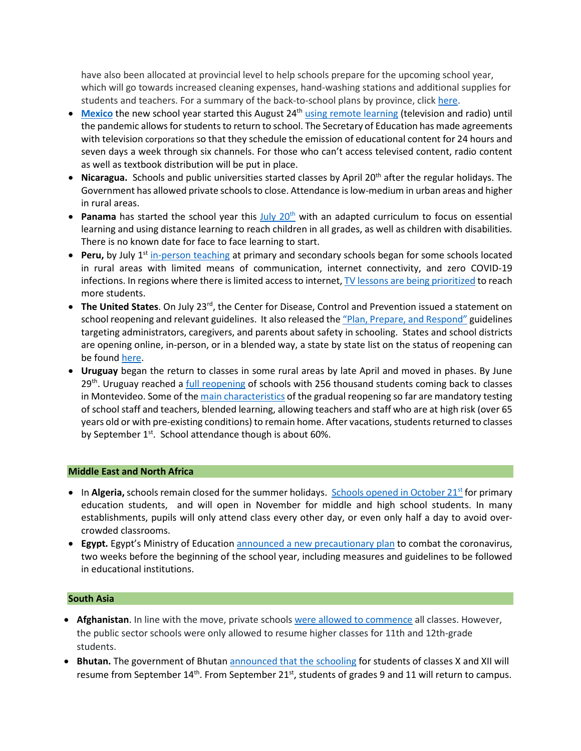have also been allocated at provincial level to help schools prepare for the upcoming school year, which will go towards increased cleaning expenses, hand-washing stations and additional supplies for students and teachers. For a summary of the back-to-school plans by province, click here.

- **Mexico** the new school year started this August 24th using remote learning (television and radio) until the pandemic allows for students to return to school. The Secretary of Education has made agreements with television corporations so that they schedule the emission of educational content for 24 hours and seven days a week through six channels. For those who can't access televised content, radio content as well as textbook distribution will be put in place.
- **Nicaragua.** Schools and public universities started classes by April 20th after the regular holidays. The Government has allowed private schools to close. Attendance is low-medium in urban areas and higher in rural areas.
- **Panama** has started the school year this July 20th with an adapted curriculum to focus on essential learning and using distance learning to reach children in all grades, as well as children with disabilities. There is no known date for face to face learning to start.
- **Peru,** by July 1st in-person teaching at primary and secondary schools began for some schools located in rural areas with limited means of communication, internet connectivity, and zero COVID-19 infections. In regions where there is limited access to internet, TV lessons are being prioritized to reach more students.
- **The United States**. On July 23rd, the Center for Disease, Control and Prevention issued a statement on school reopening and relevant guidelines. It also released the "Plan, Prepare, and Respond" guidelines targeting administrators, caregivers, and parents about safety in schooling. States and school districts are opening online, in-person, or in a blended way, a state by state list on the status of reopening can be found here.
- **Uruguay** began the return to classes in some rural areas by late April and moved in phases. By June 29th. Uruguay reached a full reopening of schools with 256 thousand students coming back to classes in Montevideo. Some of the main characteristics of the gradual reopening so far are mandatory testing of school staff and teachers, blended learning, allowing teachers and staff who are at high risk (over 65 years old or with pre-existing conditions) to remain home. After vacations, students returned to classes by September 1st. School attendance though is about 60%.

## Middle East and North Africa

- In **Algeria,** schools remain closed for the summer holidays. Schools opened in October 21st for primary education students, and will open in November for middle and high school students. In many establishments, pupils will only attend class every other day, or even only half a day to avoid over-crowded classrooms.
- **Egypt.** Egypt's Ministry of Education announced a new precautionary plan to combat the coronavirus, two weeks before the beginning of the school year, including measures and guidelines to be followed in educational institutions.

## South Asia

- **Afghanistan**. In line with the move, private schools were allowed to commence all classes. However, the public sector schools were only allowed to resume higher classes for 11th and 12th-grade students.
- **Bhutan.** The government of Bhutan announced that the schooling for students of classes X and XII will resume from September 14th. From September 21st, students of grades 9 and 11 will return to campus.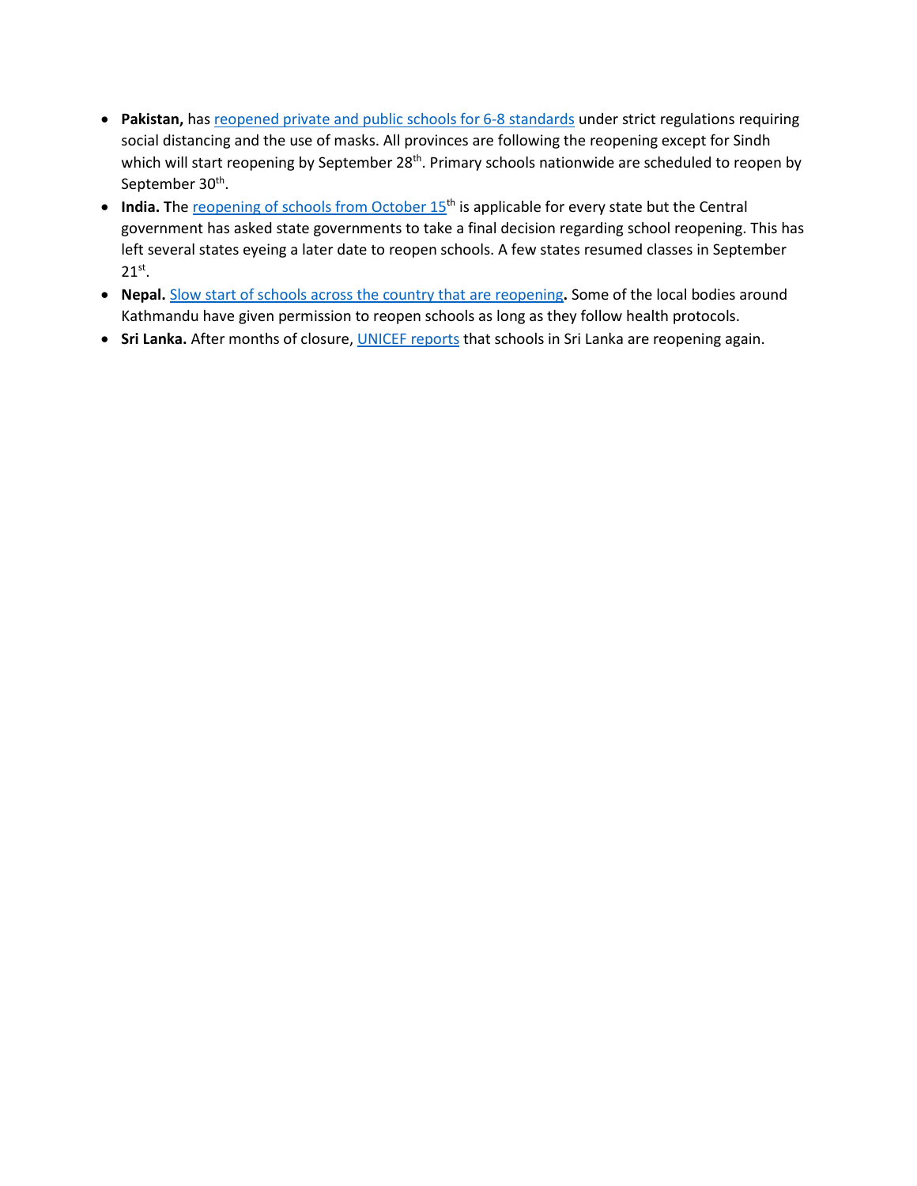- **Pakistan,** has reopened private and public schools for 6-8 standards under strict regulations requiring social distancing and the use of masks. All provinces are following the reopening except for Sindh which will start reopening by September 28th. Primary schools nationwide are scheduled to reopen by September 30th.
- **India. T**he reopening of schools from October 15th is applicable for every state but the Central government has asked state governments to take a final decision regarding school reopening. This has left several states eyeing a later date to reopen schools. A few states resumed classes in September 21st.
- **Nepal.** Slow start of schools across the country that are reopening**.** Some of the local bodies around Kathmandu have given permission to reopen schools as long as they follow health protocols.
- **Sri Lanka.** After months of closure, UNICEF reports that schools in Sri Lanka are reopening again.